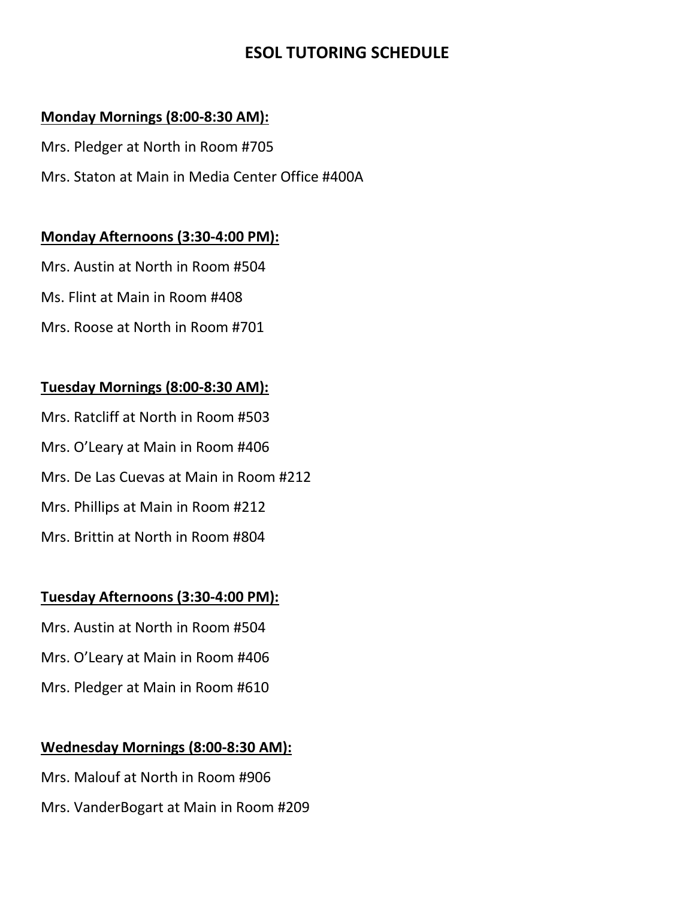# ESOL TUTORING SCHEDULE

**Monday Mornings (8:00-8:30 AM):**

Mrs. Pledger at North in Room #705

Mrs. Staton at Main in Media Center Office #400A

**Monday Afternoons (3:30-4:00 PM):**

Mrs. Austin at North in Room #504

Ms. Flint at Main in Room #408

Mrs. Roose at North in Room #701

**Tuesday Mornings (8:00-8:30 AM):**

Mrs. Ratcliff at North in Room #503

Mrs. O'Leary at Main in Room #406

Mrs. De Las Cuevas at Main in Room #212

Mrs. Phillips at Main in Room #212

Mrs. Brittin at North in Room #804

**Tuesday Afternoons (3:30-4:00 PM):**

Mrs. Austin at North in Room #504

Mrs. O'Leary at Main in Room #406

Mrs. Pledger at Main in Room #610

**Wednesday Mornings (8:00-8:30 AM):**

Mrs. Malouf at North in Room #906

Mrs. VanderBogart at Main in Room #209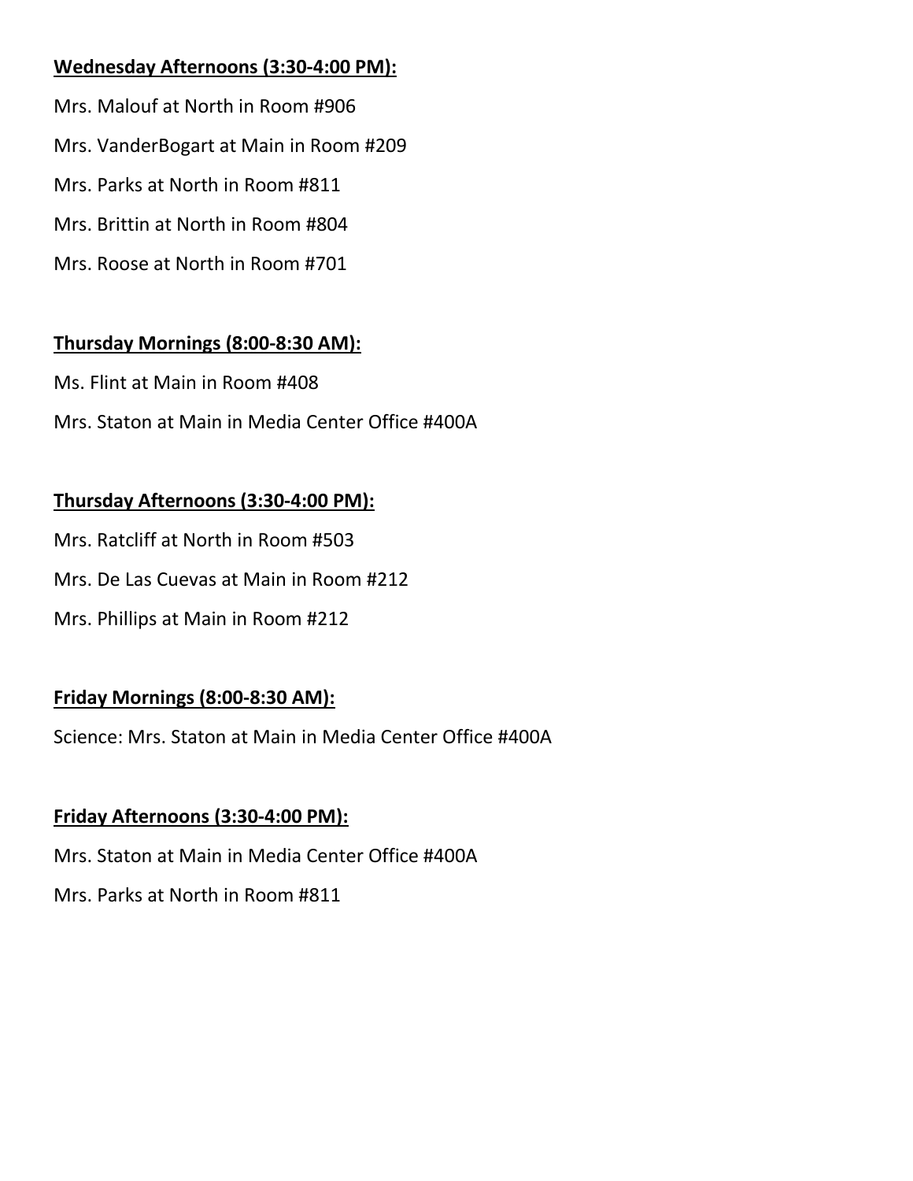**Wednesday Afternoons (3:30-4:00 PM):**

Mrs. Malouf at North in Room #906

Mrs. VanderBogart at Main in Room #209

Mrs. Parks at North in Room #811

Mrs. Brittin at North in Room #804

Mrs. Roose at North in Room #701

**Thursday Mornings (8:00-8:30 AM):**

Ms. Flint at Main in Room #408

Mrs. Staton at Main in Media Center Office #400A

**Thursday Afternoons (3:30-4:00 PM):**

Mrs. Ratcliff at North in Room #503

Mrs. De Las Cuevas at Main in Room #212

Mrs. Phillips at Main in Room #212

**Friday Mornings (8:00-8:30 AM):**

Science: Mrs. Staton at Main in Media Center Office #400A

**Friday Afternoons (3:30-4:00 PM):**

Mrs. Staton at Main in Media Center Office #400A

Mrs. Parks at North in Room #811